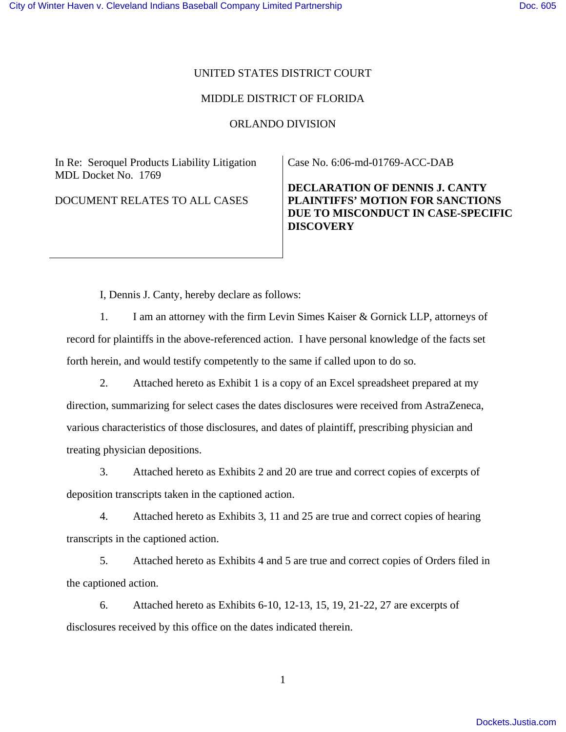UNITED STATES DISTRICT COURT

MIDDLE DISTRICT OF FLORIDA

ORLANDO DIVISION

| In Re: Seroquel Products Liability Litigation MDL Docket No. 1769<br><br>DOCUMENT RELATES TO ALL CASES | Case No. 6:06-md-01769-ACC-DAB<br><br>**DECLARATION OF DENNIS J. CANTY PLAINTIFFS' MOTION FOR SANCTIONS DUE TO MISCONDUCT IN CASE-SPECIFIC DISCOVERY** |
|---|---|

I, Dennis J. Canty, hereby declare as follows:

1. I am an attorney with the firm Levin Simes Kaiser & Gornick LLP, attorneys of record for plaintiffs in the above-referenced action. I have personal knowledge of the facts set forth herein, and would testify competently to the same if called upon to do so.

2. Attached hereto as Exhibit 1 is a copy of an Excel spreadsheet prepared at my direction, summarizing for select cases the dates disclosures were received from AstraZeneca, various characteristics of those disclosures, and dates of plaintiff, prescribing physician and treating physician depositions.

3. Attached hereto as Exhibits 2 and 20 are true and correct copies of excerpts of deposition transcripts taken in the captioned action.

4. Attached hereto as Exhibits 3, 11 and 25 are true and correct copies of hearing transcripts in the captioned action.

5. Attached hereto as Exhibits 4 and 5 are true and correct copies of Orders filed in the captioned action.

6. Attached hereto as Exhibits 6-10, 12-13, 15, 19, 21-22, 27 are excerpts of disclosures received by this office on the dates indicated therein.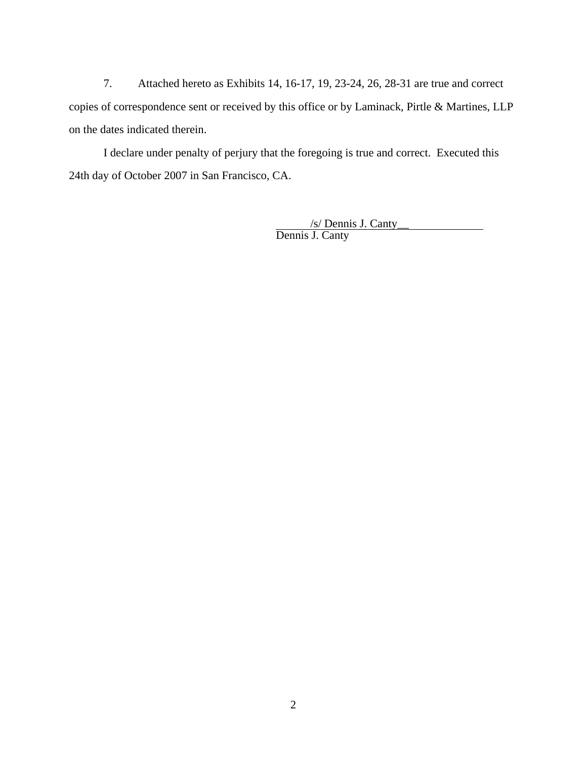7. Attached hereto as Exhibits 14, 16-17, 19, 23-24, 26, 28-31 are true and correct copies of correspondence sent or received by this office or by Laminack, Pirtle & Martines, LLP on the dates indicated therein.

I declare under penalty of perjury that the foregoing is true and correct. Executed this 24th day of October 2007 in San Francisco, CA.

/s/ Dennis J. Canty__
Dennis J. Canty